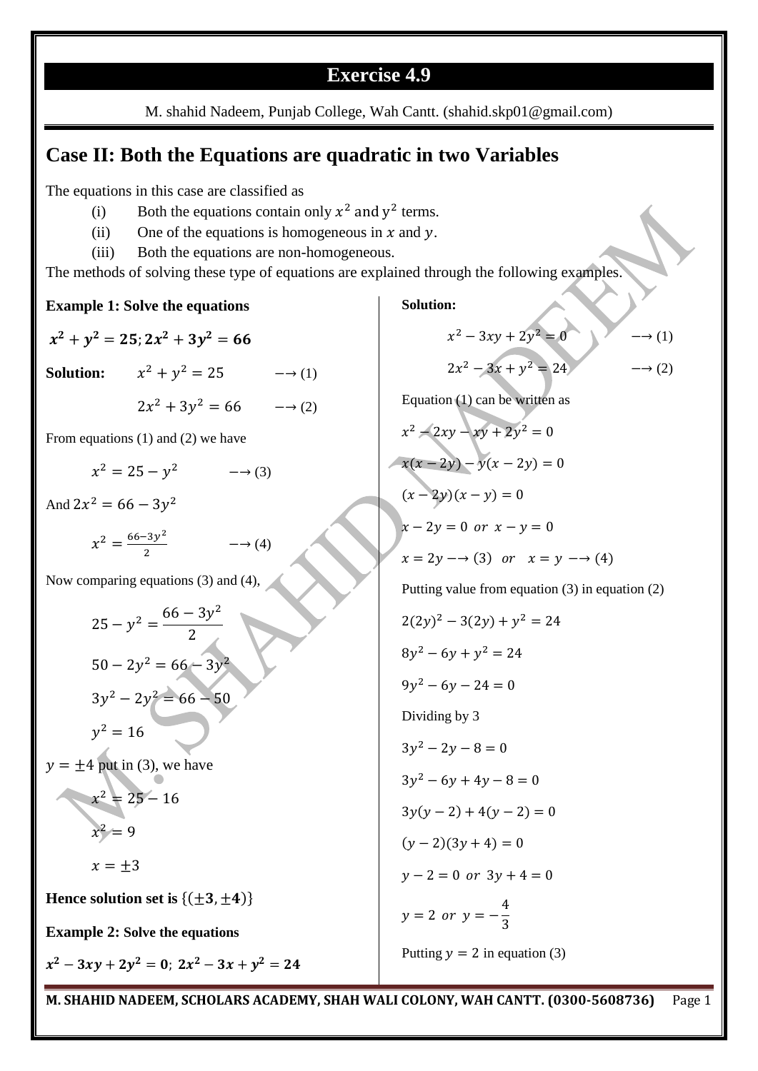# Exercise 4.9

M. shahid Nadeem, Punjab College, Wah Cantt. (shahid.skp01@gmail.com)

## Case II: Both the Equations are quadratic in two Variables

The equations in this case are classified as

(i) Both the equations contain only $x^2$ and $y^2$ terms.

(ii) One of the equations is homogeneous in $x$ and $y$.

(iii) Both the equations are non-homogeneous.

The methods of solving these type of equations are explained through the following examples.

**Example 1: Solve the equations**

$$x^2 + y^2 = 25; 2x^2 + 3y^2 = 66$$

**Solution:** $x^2 + y^2 = 25 \quad \longrightarrow (1)$

$2x^2 + 3y^2 = 66 \quad \longrightarrow (2)$

From equations (1) and (2) we have

$x^2 = 25 - y^2 \quad \longrightarrow (3)$

And $2x^2 = 66 - 3y^2$

$x^2 = \frac{66-3y^2}{2} \quad \longrightarrow (4)$

Now comparing equations (3) and (4),

$$25 - y^2 = \frac{66 - 3y^2}{2}$$

$$50 - 2y^2 = 66 - 3y^2$$

$$3y^2 - 2y^2 = 66 - 50$$

$$y^2 = 16$$

$y = \pm 4$ put in (3), we have

$$x^2 = 25 - 16$$

$$x^2 = 9$$

$$x = \pm 3$$

**Hence solution set is** $\{(\pm 3, \pm 4)\}$

**Example 2: Solve the equations**

$$x^2 - 3xy + 2y^2 = 0;\ 2x^2 - 3x + y^2 = 24$$

**Solution:**

$x^2 - 3xy + 2y^2 = 0 \quad \longrightarrow (1)$

$2x^2 - 3x + y^2 = 24 \quad \longrightarrow (2)$

Equation (1) can be written as

$$x^2 - 2xy - xy + 2y^2 = 0$$

$$x(x - 2y) - y(x - 2y) = 0$$

$$(x - 2y)(x - y) = 0$$

$$x - 2y = 0 \ or \ x - y = 0$$

$$x = 2y \longrightarrow (3) \quad or \quad x = y \longrightarrow (4)$$

Putting value from equation (3) in equation (2)

$$2(2y)^2 - 3(2y) + y^2 = 24$$

$$8y^2 - 6y + y^2 = 24$$

$$9y^2 - 6y - 24 = 0$$

Dividing by 3

$$3y^2 - 2y - 8 = 0$$

$$3y^2 - 6y + 4y - 8 = 0$$

$$3y(y - 2) + 4(y - 2) = 0$$

$$(y - 2)(3y + 4) = 0$$

$$y - 2 = 0 \ or \ 3y + 4 = 0$$

$$y = 2 \ or \ y = -\frac{4}{3}$$

Putting $y = 2$ in equation (3)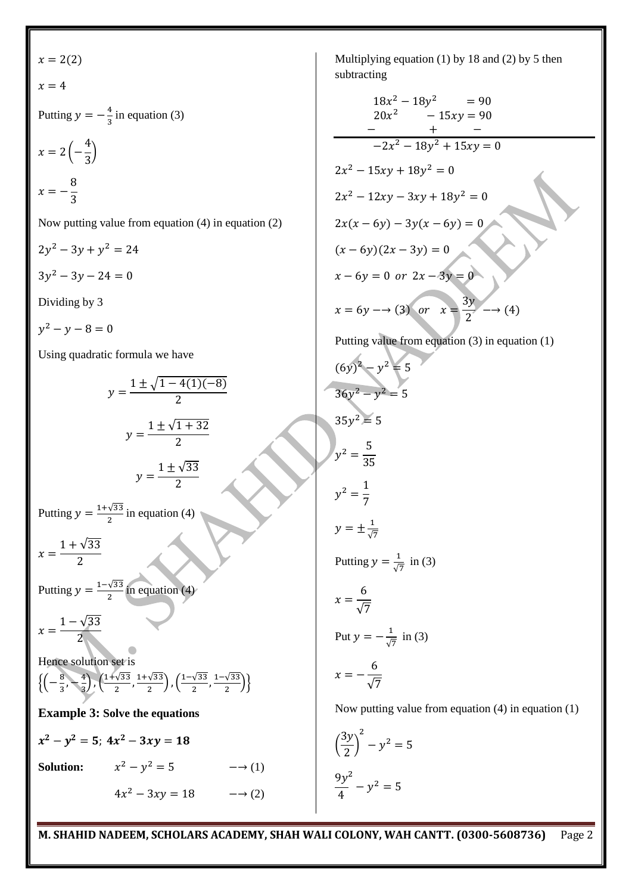$x = 2(2)$

$x = 4$

Putting $y = -\frac{4}{3}$ in equation (3)

$x = 2\left(-\frac{4}{3}\right)$

$x = -\frac{8}{3}$

Now putting value from equation (4) in equation (2)

$2y^2 - 3y + y^2 = 24$

$3y^2 - 3y - 24 = 0$

Dividing by 3

$y^2 - y - 8 = 0$

Using quadratic formula we have

$$y = \frac{1 \pm \sqrt{1 - 4(1)(-8)}}{2}$$

$$y = \frac{1 \pm \sqrt{1 + 32}}{2}$$

$$y = \frac{1 \pm \sqrt{33}}{2}$$

Putting $y = \frac{1+\sqrt{33}}{2}$ in equation (4)

$x = \frac{1 + \sqrt{33}}{2}$

Putting $y = \frac{1-\sqrt{33}}{2}$ in equation (4)

$x = \frac{1 - \sqrt{33}}{2}$

Hence solution set is

$\left\{\left(-\frac{8}{3}, -\frac{4}{3}\right), \left(\frac{1+\sqrt{33}}{2}, \frac{1+\sqrt{33}}{2}\right), \left(\frac{1-\sqrt{33}}{2}, \frac{1-\sqrt{33}}{2}\right)\right\}$

**Example 3: Solve the equations**

$\boldsymbol{x^2 - y^2 = 5;\ 4x^2 - 3xy = 18}$

**Solution:** $x^2 - y^2 = 5 \quad \longrightarrow (1)$

$4x^2 - 3xy = 18 \quad \longrightarrow (2)$

Multiplying equation (1) by 18 and (2) by 5 then subtracting

$$\begin{array}{r} 18x^2 - 18y^2 \qquad\quad = 90 \\ 20x^2 \qquad\quad - 15xy = 90 \\ - \qquad\quad + \qquad\quad - \\ \hline -2x^2 - 18y^2 + 15xy = 0 \end{array}$$

$2x^2 - 15xy + 18y^2 = 0$

$2x^2 - 12xy - 3xy + 18y^2 = 0$

$2x(x - 6y) - 3y(x - 6y) = 0$

$(x - 6y)(2x - 3y) = 0$

$x - 6y = 0 \ or \ 2x - 3y = 0$

$x = 6y \longrightarrow (3) \quad or \quad x = \frac{3y}{2} \longrightarrow (4)$

Putting value from equation (3) in equation (1)

$(6y)^2 - y^2 = 5$

$36y^2 - y^2 = 5$

$35y^2 = 5$

$y^2 = \frac{5}{35}$

$y^2 = \frac{1}{7}$

$y = \pm\frac{1}{\sqrt{7}}$

Putting $y = \frac{1}{\sqrt{7}}$ in (3)

$x = \frac{6}{\sqrt{7}}$

Put $y = -\frac{1}{\sqrt{7}}$ in (3)

$x = -\frac{6}{\sqrt{7}}$

Now putting value from equation (4) in equation (1)

$\left(\frac{3y}{2}\right)^2 - y^2 = 5$

$\frac{9y^2}{4} - y^2 = 5$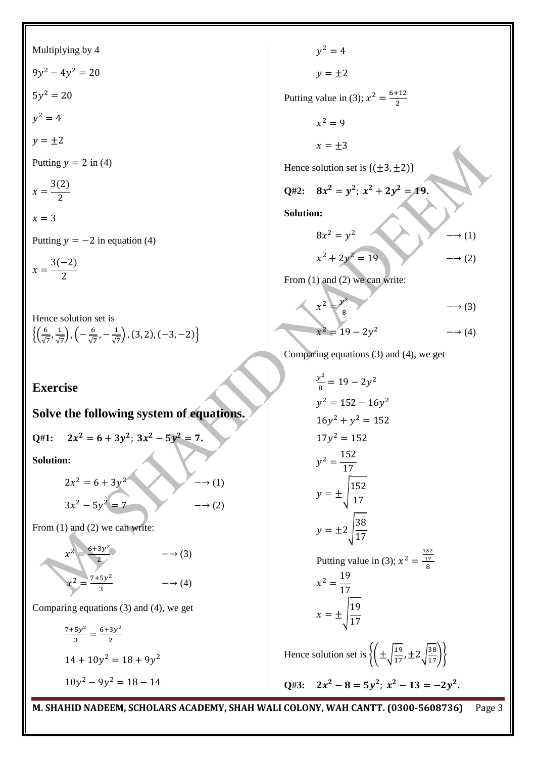Multiplying by 4

$9y^2 - 4y^2 = 20$

$5y^2 = 20$

$y^2 = 4$

$y = \pm 2$

Putting $y = 2$ in (4)

$$x = \frac{3(2)}{2}$$

$x = 3$

Putting $y = -2$ in equation (4)

$$x = \frac{3(-2)}{2}$$

Hence solution set is $\left\{\left(\frac{6}{\sqrt{7}}, \frac{1}{\sqrt{7}}\right), \left(-\frac{6}{\sqrt{7}}, -\frac{1}{\sqrt{7}}\right), (3, 2), (-3, -2)\right\}$

## Exercise

## Solve the following system of equations.

**Q#1:** $\mathbf{2x^2 = 6 + 3y^2;\ 3x^2 - 5y^2 = 7.}$

**Solution:**

$$2x^2 = 6 + 3y^2 \qquad \longrightarrow (1)$$

$$3x^2 - 5y^2 = 7 \qquad \longrightarrow (2)$$

From (1) and (2) we can write:

$$x^2 = \frac{6 + 3y^2}{2} \qquad \longrightarrow (3)$$

$$x^2 = \frac{7 + 5y^2}{3} \qquad \longrightarrow (4)$$

Comparing equations (3) and (4), we get

$$\frac{7 + 5y^2}{3} = \frac{6 + 3y^2}{2}$$

$$14 + 10y^2 = 18 + 9y^2$$

$$10y^2 - 9y^2 = 18 - 14$$

$$y^2 = 4$$

$$y = \pm 2$$

Putting value in (3); $x^2 = \frac{6+12}{2}$

$$x^2 = 9$$

$$x = \pm 3$$

Hence solution set is $\{(\pm 3, \pm 2)\}$

**Q#2:** $\mathbf{8x^2 = y^2;\ x^2 + 2y^2 = 19.}$

**Solution:**

$$8x^2 = y^2 \qquad \longrightarrow (1)$$

$$x^2 + 2y^2 = 19 \qquad \longrightarrow (2)$$

From (1) and (2) we can write:

$$x^2 = \frac{y^2}{8} \qquad \longrightarrow (3)$$

$$x^2 = 19 - 2y^2 \qquad \longrightarrow (4)$$

Comparing equations (3) and (4), we get

$$\frac{y^2}{8} = 19 - 2y^2$$

$$y^2 = 152 - 16y^2$$

$$16y^2 + y^2 = 152$$

$$17y^2 = 152$$

$$y^2 = \frac{152}{17}$$

$$y = \pm\sqrt{\frac{152}{17}}$$

$$y = \pm 2\sqrt{\frac{38}{17}}$$

Putting value in (3); $x^2 = \frac{\frac{152}{17}}{8}$

$$x^2 = \frac{19}{17}$$

$$x = \pm\sqrt{\frac{19}{17}}$$

Hence solution set is $\left\{\left(\pm\sqrt{\frac{19}{17}}, \pm 2\sqrt{\frac{38}{17}}\right)\right\}$

**Q#3:** $\mathbf{2x^2 - 8 = 5y^2;\ x^2 - 13 = -2y^2.}$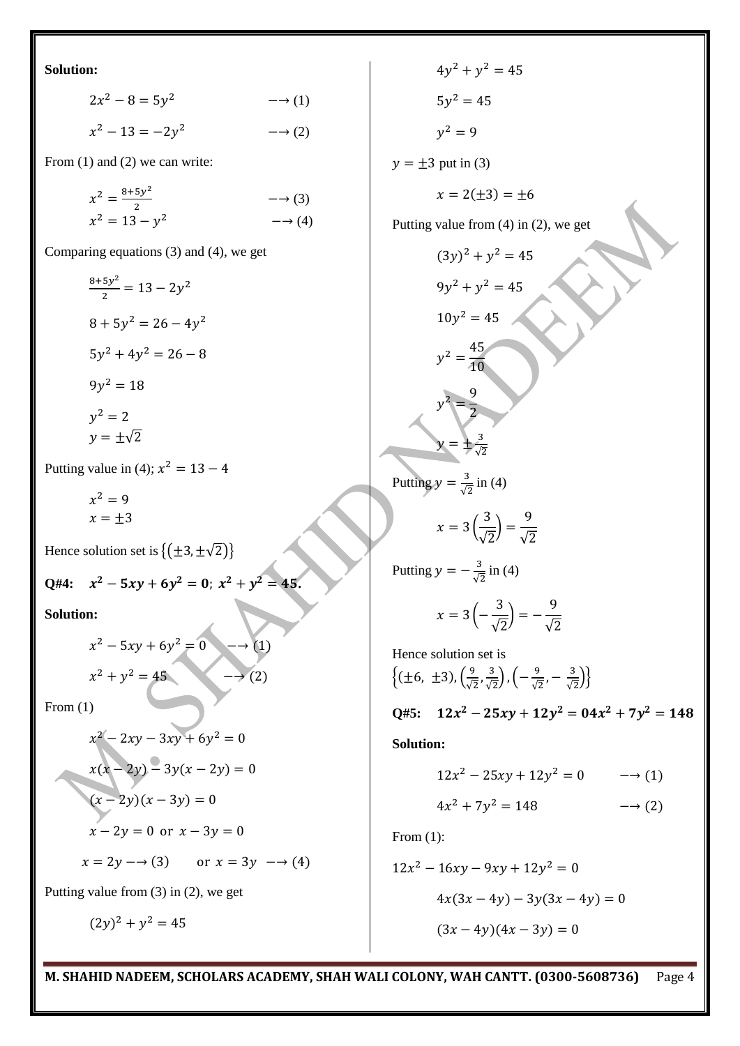**Solution:**

$$2x^2 - 8 = 5y^2 \qquad \longrightarrow (1)$$

$$x^2 - 13 = -2y^2 \qquad \longrightarrow (2)$$

From (1) and (2) we can write:

$$x^2 = \frac{8+5y^2}{2} \qquad \longrightarrow (3)$$

$$x^2 = 13 - y^2 \qquad \longrightarrow (4)$$

Comparing equations (3) and (4), we get

$$\frac{8+5y^2}{2} = 13 - 2y^2$$

$$8 + 5y^2 = 26 - 4y^2$$

$$5y^2 + 4y^2 = 26 - 8$$

$$9y^2 = 18$$

$$y^2 = 2$$

$$y = \pm\sqrt{2}$$

Putting value in (4); $x^2 = 13 - 4$

$$x^2 = 9$$

$$x = \pm 3$$

Hence solution set is $\{(\pm 3, \pm\sqrt{2})\}$

**Q#4:** $x^2 - 5xy + 6y^2 = 0$; $x^2 + y^2 = 45$.

**Solution:**

$$x^2 - 5xy + 6y^2 = 0 \qquad \longrightarrow (1)$$

$$x^2 + y^2 = 45 \qquad \longrightarrow (2)$$

From (1)

$$x^2 - 2xy - 3xy + 6y^2 = 0$$

$$x(x - 2y) - 3y(x - 2y) = 0$$

$$(x - 2y)(x - 3y) = 0$$

$$x - 2y = 0 \text{ or } x - 3y = 0$$

$$x = 2y \longrightarrow (3) \qquad \text{or } x = 3y \longrightarrow (4)$$

Putting value from (3) in (2), we get

$$(2y)^2 + y^2 = 45$$

$$4y^2 + y^2 = 45$$

$$5y^2 = 45$$

$$y^2 = 9$$

$y = \pm 3$ put in (3)

$$x = 2(\pm 3) = \pm 6$$

Putting value from (4) in (2), we get

$$(3y)^2 + y^2 = 45$$

$$9y^2 + y^2 = 45$$

$$10y^2 = 45$$

$$y^2 = \frac{45}{10}$$

$$y^2 = \frac{9}{2}$$

$$y = \pm\frac{3}{\sqrt{2}}$$

Putting $y = \frac{3}{\sqrt{2}}$ in (4)

$$x = 3\left(\frac{3}{\sqrt{2}}\right) = \frac{9}{\sqrt{2}}$$

Putting $y = -\frac{3}{\sqrt{2}}$ in (4)

$$x = 3\left(-\frac{3}{\sqrt{2}}\right) = -\frac{9}{\sqrt{2}}$$

Hence solution set is

$\left\{(\pm 6,\ \pm 3), \left(\frac{9}{\sqrt{2}}, \frac{3}{\sqrt{2}}\right), \left(-\frac{9}{\sqrt{2}}, -\frac{3}{\sqrt{2}}\right)\right\}$

**Q#5:** $12x^2 - 25xy + 12y^2 = 0 4x^2 + 7y^2 = 148$

**Solution:**

$$12x^2 - 25xy + 12y^2 = 0 \qquad \longrightarrow (1)$$

$$4x^2 + 7y^2 = 148 \qquad \longrightarrow (2)$$

From (1):

$$12x^2 - 16xy - 9xy + 12y^2 = 0$$

$$4x(3x - 4y) - 3y(3x - 4y) = 0$$

$$(3x - 4y)(4x - 3y) = 0$$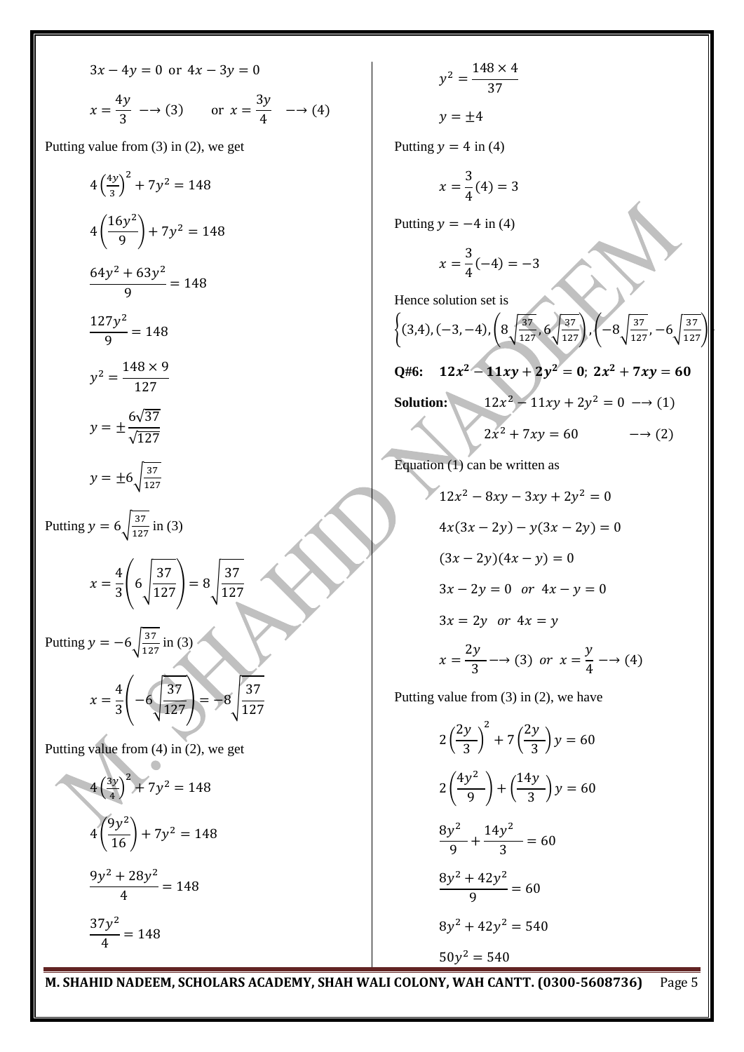$$3x - 4y = 0 \text{ or } 4x - 3y = 0$$

$$x = \frac{4y}{3} \longrightarrow (3) \qquad \text{or } x = \frac{3y}{4} \longrightarrow (4)$$

Putting value from (3) in (2), we get

$$4\left(\frac{4y}{3}\right)^2 + 7y^2 = 148$$

$$4\left(\frac{16y^2}{9}\right) + 7y^2 = 148$$

$$\frac{64y^2 + 63y^2}{9} = 148$$

$$\frac{127y^2}{9} = 148$$

$$y^2 = \frac{148 \times 9}{127}$$

$$y = \pm\frac{6\sqrt{37}}{\sqrt{127}}$$

$$y = \pm 6\sqrt{\frac{37}{127}}$$

Putting $y = 6\sqrt{\frac{37}{127}}$ in (3)

$$x = \frac{4}{3}\left(6\sqrt{\frac{37}{127}}\right) = 8\sqrt{\frac{37}{127}}$$

Putting $y = -6\sqrt{\frac{37}{127}}$ in (3)

$$x = \frac{4}{3}\left(-6\sqrt{\frac{37}{127}}\right) = -8\sqrt{\frac{37}{127}}$$

Putting value from (4) in (2), we get

$$4\left(\frac{3y}{4}\right)^2 + 7y^2 = 148$$

$$4\left(\frac{9y^2}{16}\right) + 7y^2 = 148$$

$$\frac{9y^2 + 28y^2}{4} = 148$$

$$\frac{37y^2}{4} = 148$$

$$y^2 = \frac{148 \times 4}{37}$$

$$y = \pm 4$$

Putting $y = 4$ in (4)

$$x = \frac{3}{4}(4) = 3$$

Putting $y = -4$ in (4)

$$x = \frac{3}{4}(-4) = -3$$

Hence solution set is

$$\left\{(3,4), (-3,-4), \left(8\sqrt{\frac{37}{127}}, 6\sqrt{\frac{37}{127}}\right), \left(-8\sqrt{\frac{37}{127}}, -6\sqrt{\frac{37}{127}}\right)\right\}$$

**Q#6:** $\mathbf{12x^2 - 11xy + 2y^2 = 0;\ 2x^2 + 7xy = 60}$

**Solution:** $12x^2 - 11xy + 2y^2 = 0 \longrightarrow (1)$

$$2x^2 + 7xy = 60 \qquad \longrightarrow (2)$$

Equation (1) can be written as

$$12x^2 - 8xy - 3xy + 2y^2 = 0$$

$$4x(3x - 2y) - y(3x - 2y) = 0$$

$$(3x - 2y)(4x - y) = 0$$

$$3x - 2y = 0 \ \ or \ \ 4x - y = 0$$

$$3x = 2y \ \ or \ \ 4x = y$$

$$x = \frac{2y}{3} \longrightarrow (3) \ \ or \ \ x = \frac{y}{4} \longrightarrow (4)$$

Putting value from (3) in (2), we have

$$2\left(\frac{2y}{3}\right)^2 + 7\left(\frac{2y}{3}\right)y = 60$$

$$2\left(\frac{4y^2}{9}\right) + \left(\frac{14y}{3}\right)y = 60$$

$$\frac{8y^2}{9} + \frac{14y^2}{3} = 60$$

$$\frac{8y^2 + 42y^2}{9} = 60$$

$$8y^2 + 42y^2 = 540$$

$$50y^2 = 540$$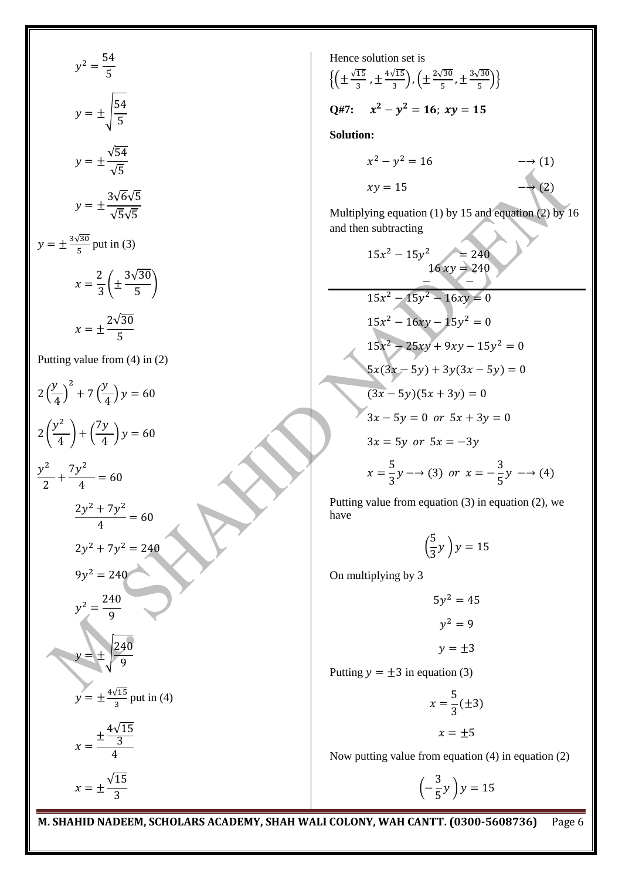$$y^2 = \frac{54}{5}$$

$$y = \pm\sqrt{\frac{54}{5}}$$

$$y = \pm\frac{\sqrt{54}}{\sqrt{5}}$$

$$y = \pm\frac{3\sqrt{6}\sqrt{5}}{\sqrt{5}\sqrt{5}}$$

$y = \pm\frac{3\sqrt{30}}{5}$ put in (3)

$$x = \frac{2}{3}\left(\pm\frac{3\sqrt{30}}{5}\right)$$

$$x = \pm\frac{2\sqrt{30}}{5}$$

Putting value from (4) in (2)

$$2\left(\frac{y}{4}\right)^2 + 7\left(\frac{y}{4}\right)y = 60$$

$$2\left(\frac{y^2}{4}\right) + \left(\frac{7y}{4}\right)y = 60$$

$$\frac{y^2}{2} + \frac{7y^2}{4} = 60$$

$$\frac{2y^2 + 7y^2}{4} = 60$$

$$2y^2 + 7y^2 = 240$$

$$9y^2 = 240$$

$$y^2 = \frac{240}{9}$$

$$y = \pm\sqrt{\frac{240}{9}}$$

$y = \pm\frac{4\sqrt{15}}{3}$ put in (4)

$$x = \frac{\pm\frac{4\sqrt{15}}{3}}{4}$$

$$x = \pm\frac{\sqrt{15}}{3}$$

Hence solution set is

$\left\{\left(\pm\frac{\sqrt{15}}{3}, \pm\frac{4\sqrt{15}}{3}\right), \left(\pm\frac{2\sqrt{30}}{5}, \pm\frac{3\sqrt{30}}{5}\right)\right\}$

**Q#7:** $\boldsymbol{x^2 - y^2 = 16;\ xy = 15}$

**Solution:**

$$x^2 - y^2 = 16 \quad \longrightarrow (1)$$

$$xy = 15 \quad \longrightarrow (2)$$

Multiplying equation (1) by 15 and equation (2) by 16 and then subtracting

$$\begin{array}{r} 15x^2 - 15y^2 \qquad = 240 \\ 16\,xy = 240 \\ - \qquad - \\ \hline 15x^2 - 15y^2 - 16xy = 0 \end{array}$$

$$15x^2 - 16xy - 15y^2 = 0$$

$$15x^2 - 25xy + 9xy - 15y^2 = 0$$

$$5x(3x - 5y) + 3y(3x - 5y) = 0$$

$$(3x - 5y)(5x + 3y) = 0$$

$$3x - 5y = 0 \ \ or\ \ 5x + 3y = 0$$

$$3x = 5y \ \ or\ \ 5x = -3y$$

$$x = \frac{5}{3}y \longrightarrow (3) \ \ or\ \ x = -\frac{3}{5}y \longrightarrow (4)$$

Putting value from equation (3) in equation (2), we have

$$\left(\frac{5}{3}y\right)y = 15$$

On multiplying by 3

$$5y^2 = 45$$

$$y^2 = 9$$

$$y = \pm 3$$

Putting $y = \pm 3$ in equation (3)

$$x = \frac{5}{3}(\pm 3)$$

$$x = \pm 5$$

Now putting value from equation (4) in equation (2)

$$\left(-\frac{3}{5}y\right)y = 15$$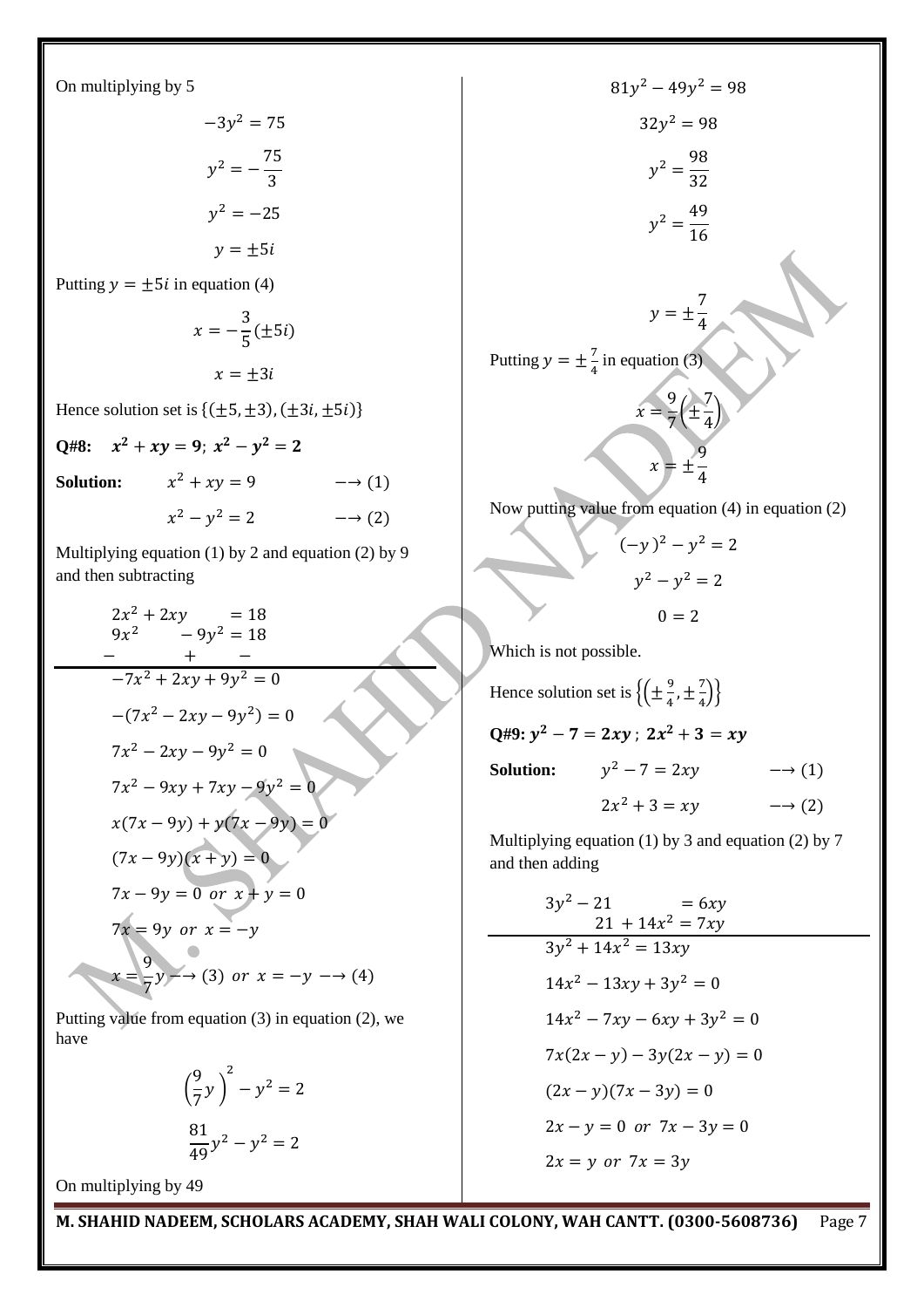On multiplying by 5

$$-3y^2 = 75$$

$$y^2 = -\frac{75}{3}$$

$$y^2 = -25$$

$$y = \pm 5i$$

Putting $y = \pm 5i$ in equation (4)

$$x = -\frac{3}{5}(\pm 5i)$$

$$x = \pm 3i$$

Hence solution set is $\{(\pm 5, \pm 3), (\pm 3i, \pm 5i)\}$

**Q#8:** $x^2 + xy = 9;\ x^2 - y^2 = 2$

**Solution:** $x^2 + xy = 9 \quad \longrightarrow (1)$

$x^2 - y^2 = 2 \quad \longrightarrow (2)$

Multiplying equation (1) by 2 and equation (2) by 9 and then subtracting

$$\begin{array}{l} 2x^2 + 2xy \quad\quad = 18 \\ 9x^2 \quad\quad - 9y^2 = 18 \\ - \quad\quad\quad + \quad\quad - \\ \hline -7x^2 + 2xy + 9y^2 = 0 \end{array}$$

$$-(7x^2 - 2xy - 9y^2) = 0$$

$$7x^2 - 2xy - 9y^2 = 0$$

$$7x^2 - 9xy + 7xy - 9y^2 = 0$$

$$x(7x - 9y) + y(7x - 9y) = 0$$

$$(7x - 9y)(x + y) = 0$$

$$7x - 9y = 0 \ or \ x + y = 0$$

$$7x = 9y \ or \ x = -y$$

$$x = \frac{9}{7}y \longrightarrow (3) \ or \ x = -y \longrightarrow (4)$$

Putting value from equation (3) in equation (2), we have

$$\left(\frac{9}{7}y\right)^2 - y^2 = 2$$

$$\frac{81}{49}y^2 - y^2 = 2$$

On multiplying by 49

$$81y^2 - 49y^2 = 98$$

$$32y^2 = 98$$

$$y^2 = \frac{98}{32}$$

$$y^2 = \frac{49}{16}$$

$$y = \pm\frac{7}{4}$$

Putting $y = \pm\frac{7}{4}$ in equation (3)

$$x = \frac{9}{7}\left(\pm\frac{7}{4}\right)$$

$$x = \pm\frac{9}{4}$$

Now putting value from equation (4) in equation (2)

$$(-y)^2 - y^2 = 2$$

$$y^2 - y^2 = 2$$

$$0 = 2$$

Which is not possible.

Hence solution set is $\left\{\left(\pm\frac{9}{4}, \pm\frac{7}{4}\right)\right\}$

**Q#9:** $y^2 - 7 = 2xy;\ 2x^2 + 3 = xy$

**Solution:** $y^2 - 7 = 2xy \quad \longrightarrow (1)$

$2x^2 + 3 = xy \quad \longrightarrow (2)$

Multiplying equation (1) by 3 and equation (2) by 7 and then adding

$$\begin{array}{l} 3y^2 - 21 \quad\quad = 6xy \\ \quad\quad 21 + 14x^2 = 7xy \\ \hline 3y^2 + 14x^2 = 13xy \end{array}$$

$$14x^2 - 13xy + 3y^2 = 0$$

$$14x^2 - 7xy - 6xy + 3y^2 = 0$$

$$7x(2x - y) - 3y(2x - y) = 0$$

$$(2x - y)(7x - 3y) = 0$$

$$2x - y = 0 \ or \ 7x - 3y = 0$$

$$2x = y \ or \ 7x = 3y$$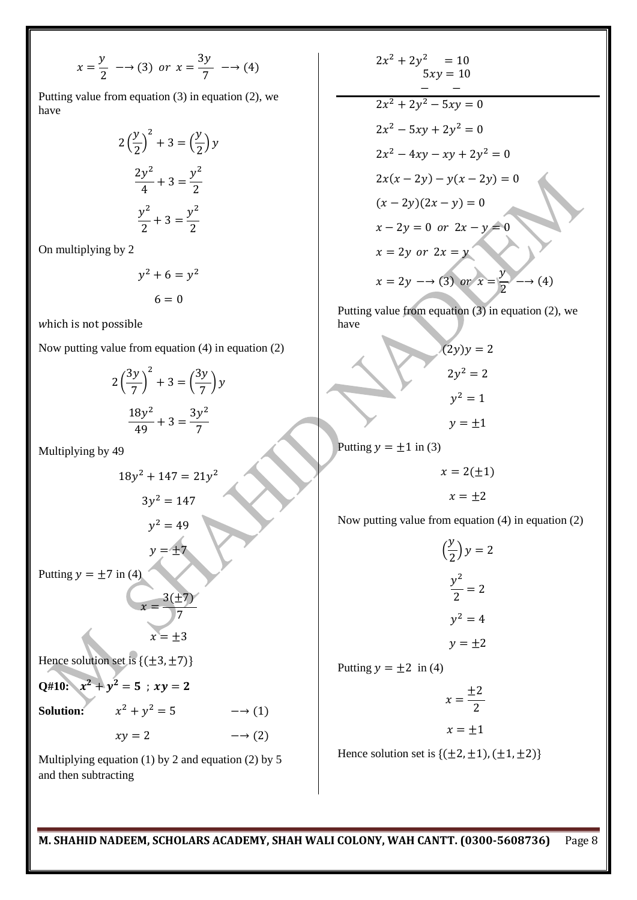$$x = \frac{y}{2} \longrightarrow (3) \;\; or \;\; x = \frac{3y}{7} \longrightarrow (4)$$

Putting value from equation (3) in equation (2), we have

$$2\left(\frac{y}{2}\right)^2 + 3 = \left(\frac{y}{2}\right)y$$

$$\frac{2y^2}{4} + 3 = \frac{y^2}{2}$$

$$\frac{y^2}{2} + 3 = \frac{y^2}{2}$$

On multiplying by 2

$$y^2 + 6 = y^2$$

$$6 = 0$$

*w*hich is not possible

Now putting value from equation (4) in equation (2)

$$2\left(\frac{3y}{7}\right)^2 + 3 = \left(\frac{3y}{7}\right)y$$

$$\frac{18y^2}{49} + 3 = \frac{3y^2}{7}$$

Multiplying by 49

$$18y^2 + 147 = 21y^2$$

$$3y^2 = 147$$

$$y^2 = 49$$

$$y = \pm 7$$

Putting $y = \pm 7$ in (4)

$$x = \frac{3(\pm 7)}{7}$$

$$x = \pm 3$$

Hence solution set is $\{(\pm 3, \pm 7)\}$

**Q#10:** $\boldsymbol{x^2 + y^2 = 5 \;\; ; \; xy = 2}$

**Solution:** $x^2 + y^2 = 5 \longrightarrow (1)$

$xy = 2 \longrightarrow (2)$

Multiplying equation (1) by 2 and equation (2) by 5 and then subtracting

$$2x^2 + 2y^2 = 10$$
$$5xy = 10$$
$$- \quad -$$

$$2x^2 + 2y^2 - 5xy = 0$$

$$2x^2 - 5xy + 2y^2 = 0$$

$$2x^2 - 4xy - xy + 2y^2 = 0$$

$$2x(x - 2y) - y(x - 2y) = 0$$

$$(x - 2y)(2x - y) = 0$$

$$x - 2y = 0 \;\; or \;\; 2x - y = 0$$

$$x = 2y \;\; or \;\; 2x = y$$

$$x = 2y \longrightarrow (3) \;\; or \;\; x = \frac{y}{2} \longrightarrow (4)$$

Putting value from equation (3) in equation (2), we have

$$(2y)y = 2$$

$$2y^2 = 2$$

$$y^2 = 1$$

$$y = \pm 1$$

Putting $y = \pm 1$ in (3)

$$x = 2(\pm 1)$$

$$x = \pm 2$$

Now putting value from equation (4) in equation (2)

$$\left(\frac{y}{2}\right)y = 2$$

$$\frac{y^2}{2} = 2$$

$$y^2 = 4$$

$$y = \pm 2$$

Putting $y = \pm 2$ in (4)

$$x = \frac{\pm 2}{2}$$

$$x = \pm 1$$

Hence solution set is $\{(\pm 2, \pm 1), (\pm 1, \pm 2)\}$